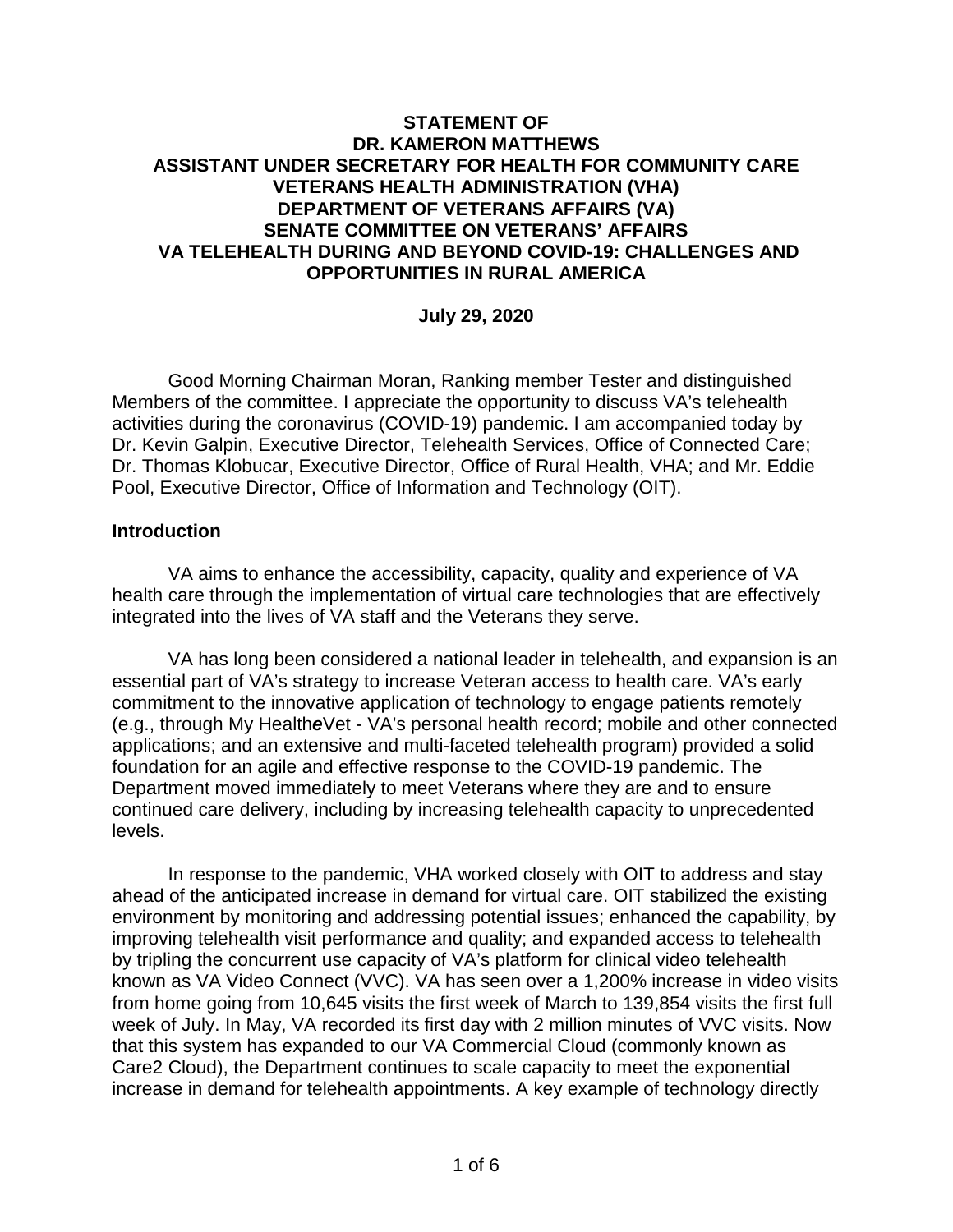**STATEMENT OF**
**DR. KAMERON MATTHEWS**
**ASSISTANT UNDER SECRETARY FOR HEALTH FOR COMMUNITY CARE**
**VETERANS HEALTH ADMINISTRATION (VHA)**
**DEPARTMENT OF VETERANS AFFAIRS (VA)**
**SENATE COMMITTEE ON VETERANS' AFFAIRS**
**VA TELEHEALTH DURING AND BEYOND COVID-19: CHALLENGES AND OPPORTUNITIES IN RURAL AMERICA**

**July 29, 2020**

Good Morning Chairman Moran, Ranking member Tester and distinguished Members of the committee. I appreciate the opportunity to discuss VA's telehealth activities during the coronavirus (COVID-19) pandemic. I am accompanied today by Dr. Kevin Galpin, Executive Director, Telehealth Services, Office of Connected Care; Dr. Thomas Klobucar, Executive Director, Office of Rural Health, VHA; and Mr. Eddie Pool, Executive Director, Office of Information and Technology (OIT).

## Introduction

VA aims to enhance the accessibility, capacity, quality and experience of VA health care through the implementation of virtual care technologies that are effectively integrated into the lives of VA staff and the Veterans they serve.

VA has long been considered a national leader in telehealth, and expansion is an essential part of VA's strategy to increase Veteran access to health care. VA's early commitment to the innovative application of technology to engage patients remotely (e.g., through My Health***e***Vet - VA's personal health record; mobile and other connected applications; and an extensive and multi-faceted telehealth program) provided a solid foundation for an agile and effective response to the COVID-19 pandemic. The Department moved immediately to meet Veterans where they are and to ensure continued care delivery, including by increasing telehealth capacity to unprecedented levels.

In response to the pandemic, VHA worked closely with OIT to address and stay ahead of the anticipated increase in demand for virtual care. OIT stabilized the existing environment by monitoring and addressing potential issues; enhanced the capability, by improving telehealth visit performance and quality; and expanded access to telehealth by tripling the concurrent use capacity of VA's platform for clinical video telehealth known as VA Video Connect (VVC). VA has seen over a 1,200% increase in video visits from home going from 10,645 visits the first week of March to 139,854 visits the first full week of July. In May, VA recorded its first day with 2 million minutes of VVC visits. Now that this system has expanded to our VA Commercial Cloud (commonly known as Care2 Cloud), the Department continues to scale capacity to meet the exponential increase in demand for telehealth appointments. A key example of technology directly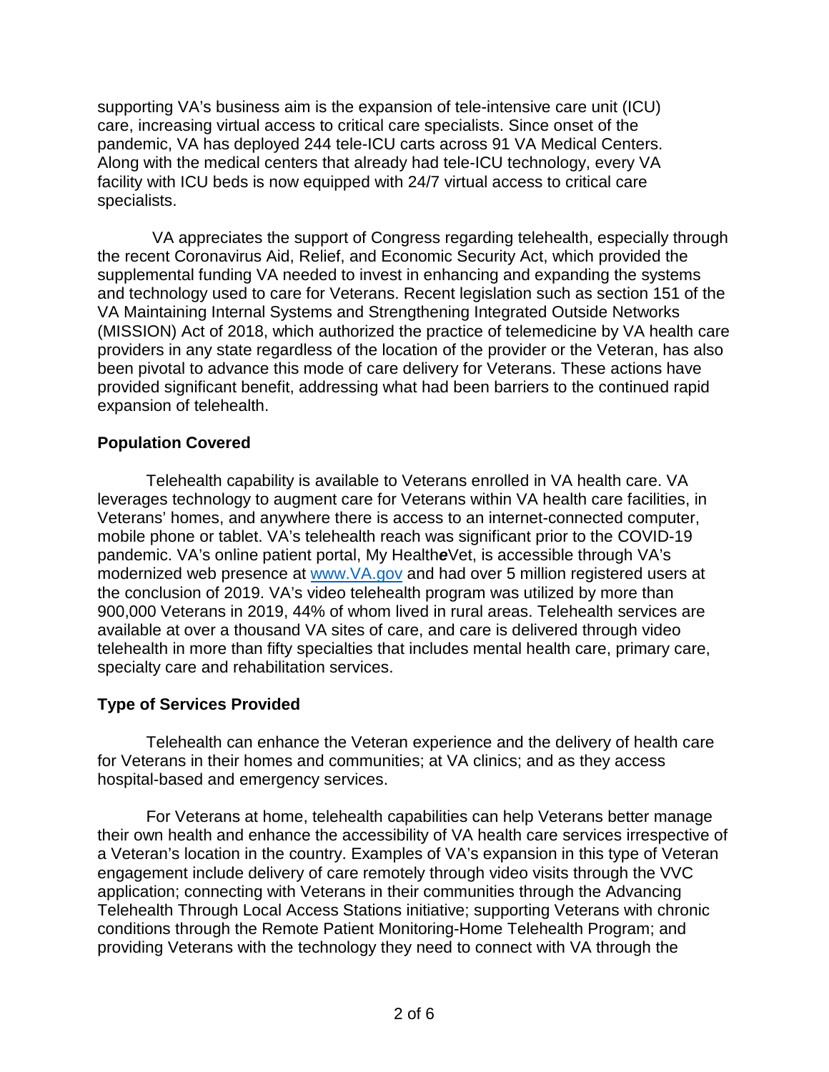supporting VA's business aim is the expansion of tele-intensive care unit (ICU) care, increasing virtual access to critical care specialists. Since onset of the pandemic, VA has deployed 244 tele-ICU carts across 91 VA Medical Centers. Along with the medical centers that already had tele-ICU technology, every VA facility with ICU beds is now equipped with 24/7 virtual access to critical care specialists.

VA appreciates the support of Congress regarding telehealth, especially through the recent Coronavirus Aid, Relief, and Economic Security Act, which provided the supplemental funding VA needed to invest in enhancing and expanding the systems and technology used to care for Veterans. Recent legislation such as section 151 of the VA Maintaining Internal Systems and Strengthening Integrated Outside Networks (MISSION) Act of 2018, which authorized the practice of telemedicine by VA health care providers in any state regardless of the location of the provider or the Veteran, has also been pivotal to advance this mode of care delivery for Veterans. These actions have provided significant benefit, addressing what had been barriers to the continued rapid expansion of telehealth.

**Population Covered**

Telehealth capability is available to Veterans enrolled in VA health care. VA leverages technology to augment care for Veterans within VA health care facilities, in Veterans' homes, and anywhere there is access to an internet-connected computer, mobile phone or tablet. VA's telehealth reach was significant prior to the COVID-19 pandemic. VA's online patient portal, My Health***e***Vet, is accessible through VA's modernized web presence at [www.VA.gov](http://www.VA.gov) and had over 5 million registered users at the conclusion of 2019. VA's video telehealth program was utilized by more than 900,000 Veterans in 2019, 44% of whom lived in rural areas. Telehealth services are available at over a thousand VA sites of care, and care is delivered through video telehealth in more than fifty specialties that includes mental health care, primary care, specialty care and rehabilitation services.

**Type of Services Provided**

Telehealth can enhance the Veteran experience and the delivery of health care for Veterans in their homes and communities; at VA clinics; and as they access hospital-based and emergency services.

For Veterans at home, telehealth capabilities can help Veterans better manage their own health and enhance the accessibility of VA health care services irrespective of a Veteran's location in the country. Examples of VA's expansion in this type of Veteran engagement include delivery of care remotely through video visits through the VVC application; connecting with Veterans in their communities through the Advancing Telehealth Through Local Access Stations initiative; supporting Veterans with chronic conditions through the Remote Patient Monitoring-Home Telehealth Program; and providing Veterans with the technology they need to connect with VA through the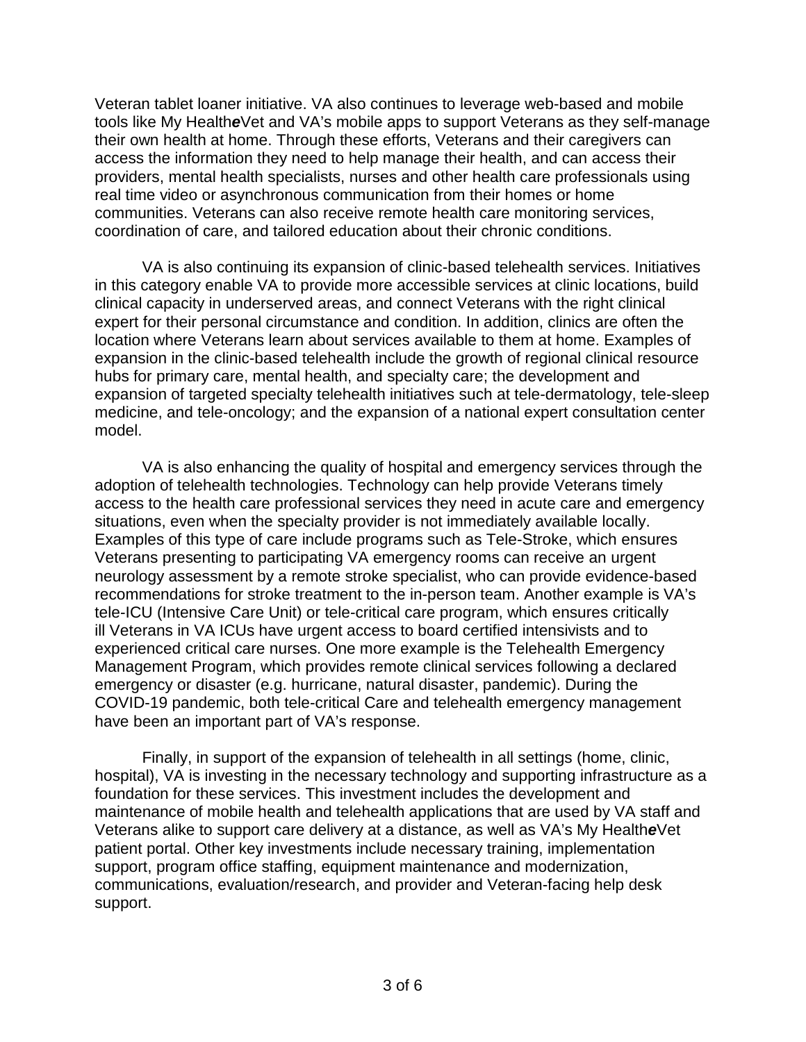Veteran tablet loaner initiative. VA also continues to leverage web-based and mobile tools like My Health*e*Vet and VA's mobile apps to support Veterans as they self-manage their own health at home. Through these efforts, Veterans and their caregivers can access the information they need to help manage their health, and can access their providers, mental health specialists, nurses and other health care professionals using real time video or asynchronous communication from their homes or home communities. Veterans can also receive remote health care monitoring services, coordination of care, and tailored education about their chronic conditions.

VA is also continuing its expansion of clinic-based telehealth services. Initiatives in this category enable VA to provide more accessible services at clinic locations, build clinical capacity in underserved areas, and connect Veterans with the right clinical expert for their personal circumstance and condition. In addition, clinics are often the location where Veterans learn about services available to them at home. Examples of expansion in the clinic-based telehealth include the growth of regional clinical resource hubs for primary care, mental health, and specialty care; the development and expansion of targeted specialty telehealth initiatives such at tele-dermatology, tele-sleep medicine, and tele-oncology; and the expansion of a national expert consultation center model.

VA is also enhancing the quality of hospital and emergency services through the adoption of telehealth technologies. Technology can help provide Veterans timely access to the health care professional services they need in acute care and emergency situations, even when the specialty provider is not immediately available locally. Examples of this type of care include programs such as Tele-Stroke, which ensures Veterans presenting to participating VA emergency rooms can receive an urgent neurology assessment by a remote stroke specialist, who can provide evidence-based recommendations for stroke treatment to the in-person team. Another example is VA's tele-ICU (Intensive Care Unit) or tele-critical care program, which ensures critically ill Veterans in VA ICUs have urgent access to board certified intensivists and to experienced critical care nurses. One more example is the Telehealth Emergency Management Program, which provides remote clinical services following a declared emergency or disaster (e.g. hurricane, natural disaster, pandemic). During the COVID-19 pandemic, both tele-critical Care and telehealth emergency management have been an important part of VA's response.

Finally, in support of the expansion of telehealth in all settings (home, clinic, hospital), VA is investing in the necessary technology and supporting infrastructure as a foundation for these services. This investment includes the development and maintenance of mobile health and telehealth applications that are used by VA staff and Veterans alike to support care delivery at a distance, as well as VA's My Health*e*Vet patient portal. Other key investments include necessary training, implementation support, program office staffing, equipment maintenance and modernization, communications, evaluation/research, and provider and Veteran-facing help desk support.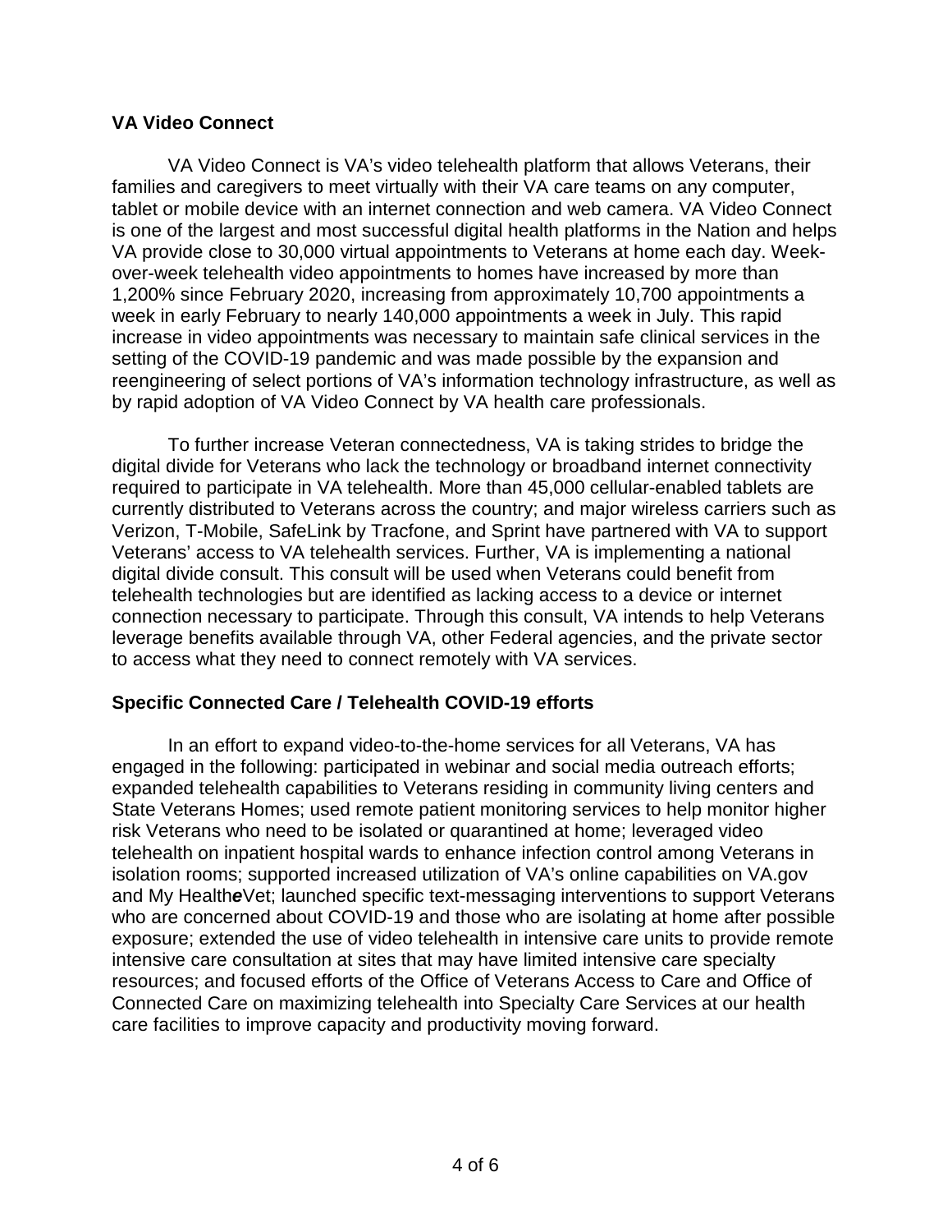## VA Video Connect

VA Video Connect is VA's video telehealth platform that allows Veterans, their families and caregivers to meet virtually with their VA care teams on any computer, tablet or mobile device with an internet connection and web camera. VA Video Connect is one of the largest and most successful digital health platforms in the Nation and helps VA provide close to 30,000 virtual appointments to Veterans at home each day. Week-over-week telehealth video appointments to homes have increased by more than 1,200% since February 2020, increasing from approximately 10,700 appointments a week in early February to nearly 140,000 appointments a week in July. This rapid increase in video appointments was necessary to maintain safe clinical services in the setting of the COVID-19 pandemic and was made possible by the expansion and reengineering of select portions of VA's information technology infrastructure, as well as by rapid adoption of VA Video Connect by VA health care professionals.

To further increase Veteran connectedness, VA is taking strides to bridge the digital divide for Veterans who lack the technology or broadband internet connectivity required to participate in VA telehealth. More than 45,000 cellular-enabled tablets are currently distributed to Veterans across the country; and major wireless carriers such as Verizon, T-Mobile, SafeLink by Tracfone, and Sprint have partnered with VA to support Veterans' access to VA telehealth services. Further, VA is implementing a national digital divide consult. This consult will be used when Veterans could benefit from telehealth technologies but are identified as lacking access to a device or internet connection necessary to participate. Through this consult, VA intends to help Veterans leverage benefits available through VA, other Federal agencies, and the private sector to access what they need to connect remotely with VA services.

## Specific Connected Care / Telehealth COVID-19 efforts

In an effort to expand video-to-the-home services for all Veterans, VA has engaged in the following: participated in webinar and social media outreach efforts; expanded telehealth capabilities to Veterans residing in community living centers and State Veterans Homes; used remote patient monitoring services to help monitor higher risk Veterans who need to be isolated or quarantined at home; leveraged video telehealth on inpatient hospital wards to enhance infection control among Veterans in isolation rooms; supported increased utilization of VA's online capabilities on VA.gov and My Health***e***Vet; launched specific text-messaging interventions to support Veterans who are concerned about COVID-19 and those who are isolating at home after possible exposure; extended the use of video telehealth in intensive care units to provide remote intensive care consultation at sites that may have limited intensive care specialty resources; and focused efforts of the Office of Veterans Access to Care and Office of Connected Care on maximizing telehealth into Specialty Care Services at our health care facilities to improve capacity and productivity moving forward.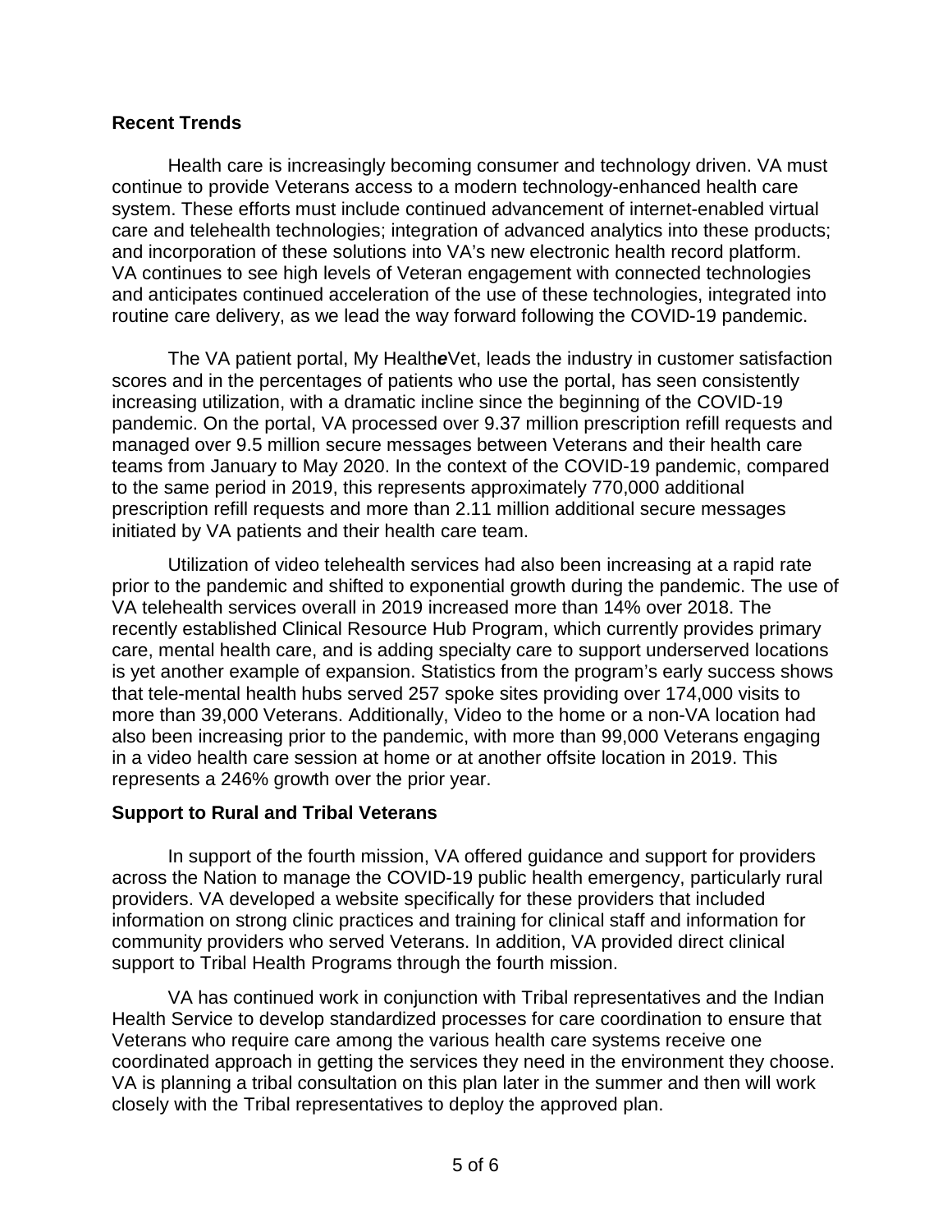## Recent Trends

Health care is increasingly becoming consumer and technology driven. VA must continue to provide Veterans access to a modern technology-enhanced health care system. These efforts must include continued advancement of internet-enabled virtual care and telehealth technologies; integration of advanced analytics into these products; and incorporation of these solutions into VA's new electronic health record platform. VA continues to see high levels of Veteran engagement with connected technologies and anticipates continued acceleration of the use of these technologies, integrated into routine care delivery, as we lead the way forward following the COVID-19 pandemic.

The VA patient portal, My Health***e***Vet, leads the industry in customer satisfaction scores and in the percentages of patients who use the portal, has seen consistently increasing utilization, with a dramatic incline since the beginning of the COVID-19 pandemic. On the portal, VA processed over 9.37 million prescription refill requests and managed over 9.5 million secure messages between Veterans and their health care teams from January to May 2020. In the context of the COVID-19 pandemic, compared to the same period in 2019, this represents approximately 770,000 additional prescription refill requests and more than 2.11 million additional secure messages initiated by VA patients and their health care team.

Utilization of video telehealth services had also been increasing at a rapid rate prior to the pandemic and shifted to exponential growth during the pandemic. The use of VA telehealth services overall in 2019 increased more than 14% over 2018. The recently established Clinical Resource Hub Program, which currently provides primary care, mental health care, and is adding specialty care to support underserved locations is yet another example of expansion. Statistics from the program's early success shows that tele-mental health hubs served 257 spoke sites providing over 174,000 visits to more than 39,000 Veterans. Additionally, Video to the home or a non-VA location had also been increasing prior to the pandemic, with more than 99,000 Veterans engaging in a video health care session at home or at another offsite location in 2019. This represents a 246% growth over the prior year.

## Support to Rural and Tribal Veterans

In support of the fourth mission, VA offered guidance and support for providers across the Nation to manage the COVID-19 public health emergency, particularly rural providers. VA developed a website specifically for these providers that included information on strong clinic practices and training for clinical staff and information for community providers who served Veterans. In addition, VA provided direct clinical support to Tribal Health Programs through the fourth mission.

VA has continued work in conjunction with Tribal representatives and the Indian Health Service to develop standardized processes for care coordination to ensure that Veterans who require care among the various health care systems receive one coordinated approach in getting the services they need in the environment they choose. VA is planning a tribal consultation on this plan later in the summer and then will work closely with the Tribal representatives to deploy the approved plan.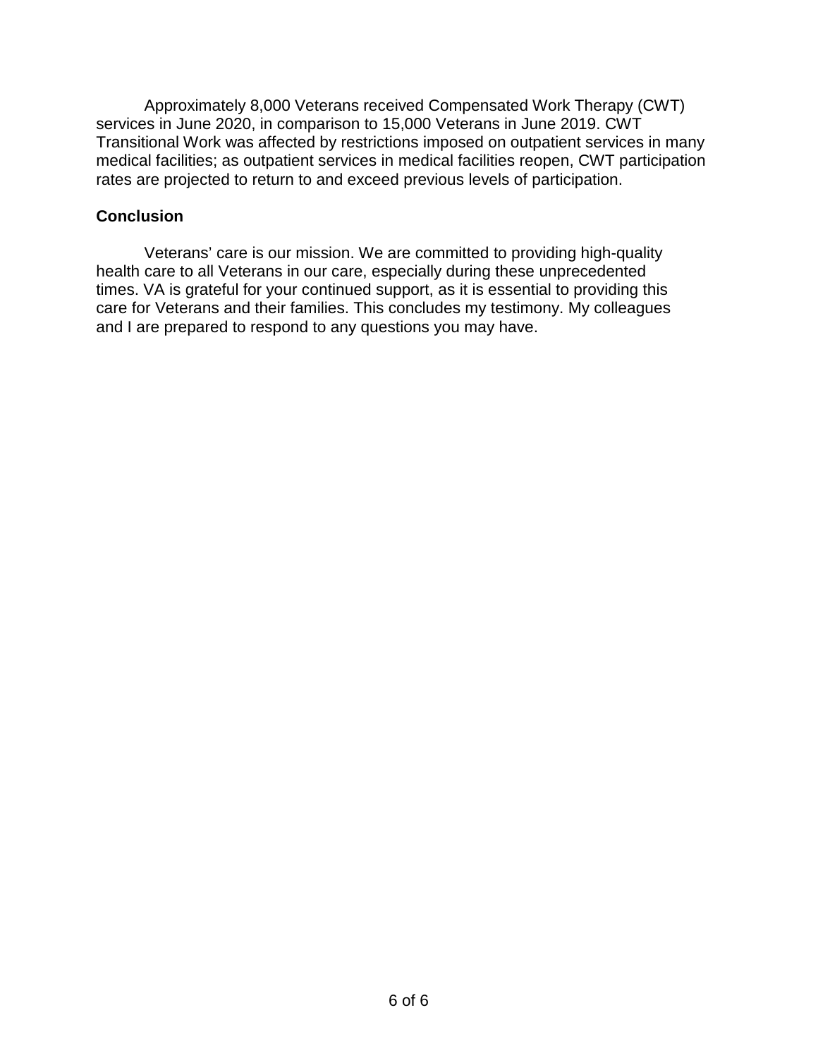Approximately 8,000 Veterans received Compensated Work Therapy (CWT) services in June 2020, in comparison to 15,000 Veterans in June 2019. CWT Transitional Work was affected by restrictions imposed on outpatient services in many medical facilities; as outpatient services in medical facilities reopen, CWT participation rates are projected to return to and exceed previous levels of participation.

## Conclusion

Veterans' care is our mission. We are committed to providing high-quality health care to all Veterans in our care, especially during these unprecedented times. VA is grateful for your continued support, as it is essential to providing this care for Veterans and their families. This concludes my testimony. My colleagues and I are prepared to respond to any questions you may have.